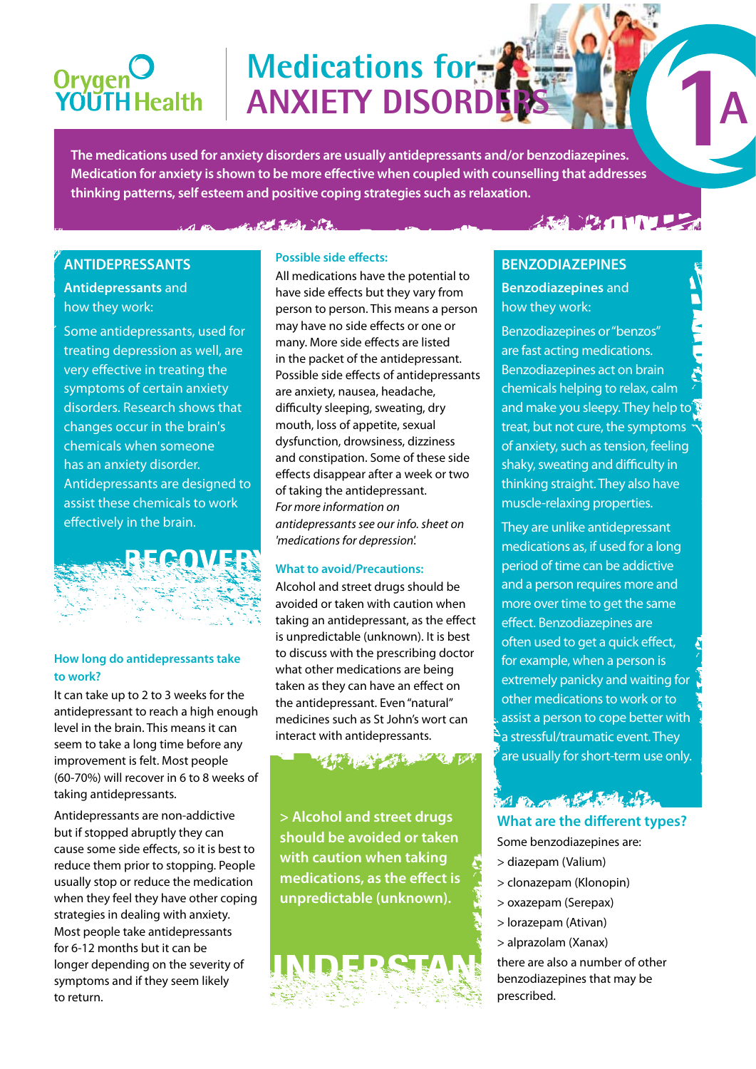Orygen YOUTH Health

# Medications for ANXIETY DISORDERS

1A

**The medications used for anxiety disorders are usually antidepressants and/or benzodiazepines. Medication for anxiety is shown to be more effective when coupled with counselling that addresses thinking patterns, self esteem and positive coping strategies such as relaxation.**

## ANTIDEPRESSANTS

**Antidepressants** and how they work:

Some antidepressants, used for treating depression as well, are very effective in treating the symptoms of certain anxiety disorders. Research shows that changes occur in the brain's chemicals when someone has an anxiety disorder. Antidepressants are designed to assist these chemicals to work effectively in the brain.

RECOVERY

### How long do antidepressants take to work?

It can take up to 2 to 3 weeks for the antidepressant to reach a high enough level in the brain. This means it can seem to take a long time before any improvement is felt. Most people (60-70%) will recover in 6 to 8 weeks of taking antidepressants.

Antidepressants are non-addictive but if stopped abruptly they can cause some side effects, so it is best to reduce them prior to stopping. People usually stop or reduce the medication when they feel they have other coping strategies in dealing with anxiety. Most people take antidepressants for 6-12 months but it can be longer depending on the severity of symptoms and if they seem likely to return.

### Possible side effects:

All medications have the potential to have side effects but they vary from person to person. This means a person may have no side effects or one or many. More side effects are listed in the packet of the antidepressant. Possible side effects of antidepressants are anxiety, nausea, headache, difficulty sleeping, sweating, dry mouth, loss of appetite, sexual dysfunction, drowsiness, dizziness and constipation. Some of these side effects disappear after a week or two of taking the antidepressant.
*For more information on antidepressants see our info. sheet on 'medications for depression'.*

### What to avoid/Precautions:

Alcohol and street drugs should be avoided or taken with caution when taking an antidepressant, as the effect is unpredictable (unknown). It is best to discuss with the prescribing doctor what other medications are being taken as they can have an effect on the antidepressant. Even "natural" medicines such as St John's wort can interact with antidepressants.

**> Alcohol and street drugs should be avoided or taken with caution when taking medications, as the effect is unpredictable (unknown).**

UNDERSTAN

## BENZODIAZEPINES

**Benzodiazepines** and how they work:

Benzodiazepines or "benzos" are fast acting medications. Benzodiazepines act on brain chemicals helping to relax, calm and make you sleepy. They help to treat, but not cure, the symptoms of anxiety, such as tension, feeling shaky, sweating and difficulty in thinking straight. They also have muscle-relaxing properties.

They are unlike antidepressant medications as, if used for a long period of time can be addictive and a person requires more and more over time to get the same effect. Benzodiazepines are often used to get a quick effect, for example, when a person is extremely panicky and waiting for other medications to work or to assist a person to cope better with a stressful/traumatic event. They are usually for short-term use only.

### What are the different types?

Some benzodiazepines are:

> diazepam (Valium)
> clonazepam (Klonopin)
> oxazepam (Serepax)
> lorazepam (Ativan)
> alprazolam (Xanax)

there are also a number of other benzodiazepines that may be prescribed.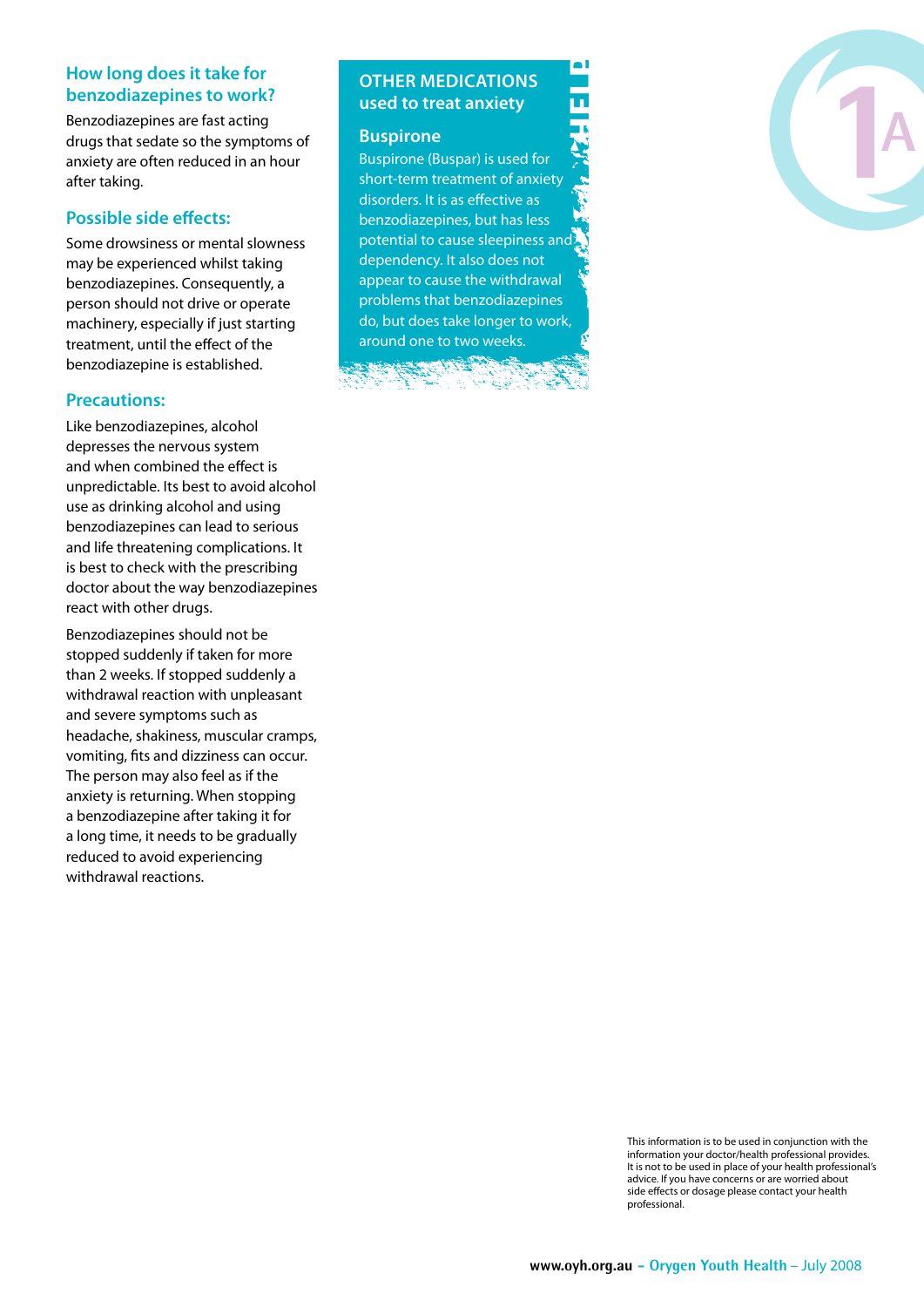## How long does it take for benzodiazepines to work?

Benzodiazepines are fast acting drugs that sedate so the symptoms of anxiety are often reduced in an hour after taking.

## Possible side effects:

Some drowsiness or mental slowness may be experienced whilst taking benzodiazepines. Consequently, a person should not drive or operate machinery, especially if just starting treatment, until the effect of the benzodiazepine is established.

## Precautions:

Like benzodiazepines, alcohol depresses the nervous system and when combined the effect is unpredictable. Its best to avoid alcohol use as drinking alcohol and using benzodiazepines can lead to serious and life threatening complications. It is best to check with the prescribing doctor about the way benzodiazepines react with other drugs.

Benzodiazepines should not be stopped suddenly if taken for more than 2 weeks. If stopped suddenly a withdrawal reaction with unpleasant and severe symptoms such as headache, shakiness, muscular cramps, vomiting, fits and dizziness can occur. The person may also feel as if the anxiety is returning. When stopping a benzodiazepine after taking it for a long time, it needs to be gradually reduced to avoid experiencing withdrawal reactions.

## OTHER MEDICATIONS used to treat anxiety

### Buspirone

Buspirone (Buspar) is used for short-term treatment of anxiety disorders. It is as effective as benzodiazepines, but has less potential to cause sleepiness and dependency. It also does not appear to cause the withdrawal problems that benzodiazepines do, but does take longer to work, around one to two weeks.

This information is to be used in conjunction with the information your doctor/health professional provides. It is not to be used in place of your health professional's advice. If you have concerns or are worried about side effects or dosage please contact your health professional.

www.oyh.org.au – Orygen Youth Health – July 2008